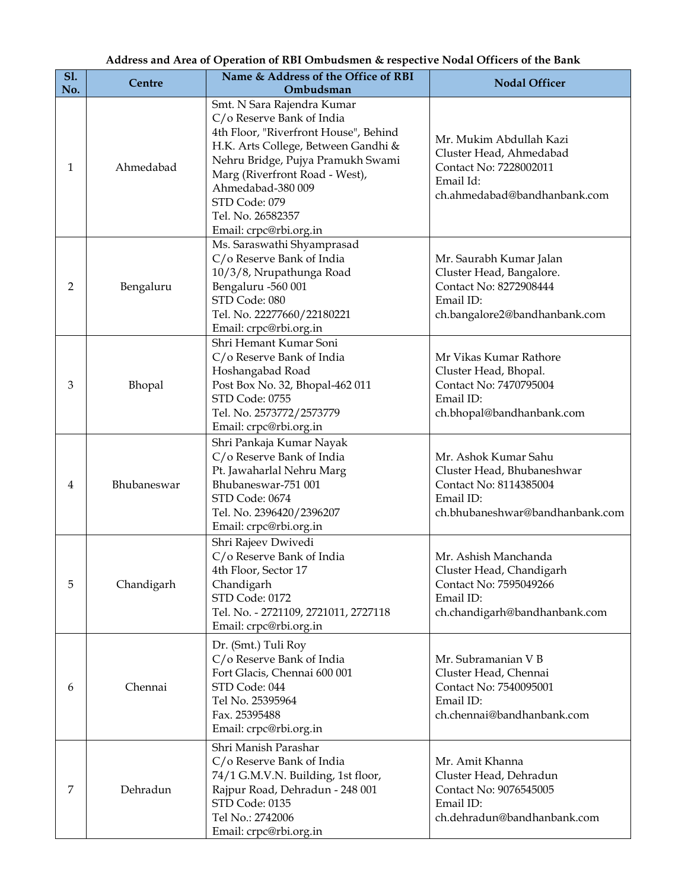**Address and Area of Operation of RBI Ombudsmen & respective Nodal Officers of the Bank**

| Sl. No. | Centre | Name & Address of the Office of RBI Ombudsman | Nodal Officer |
|---|---|---|---|
| 1 | Ahmedabad | Smt. N Sara Rajendra Kumar<br>C/o Reserve Bank of India<br>4th Floor, "Riverfront House", Behind H.K. Arts College, Between Gandhi & Nehru Bridge, Pujya Pramukh Swami Marg (Riverfront Road - West), Ahmedabad-380 009<br>STD Code: 079<br>Tel. No. 26582357<br>Email: crpc@rbi.org.in | Mr. Mukim Abdullah Kazi<br>Cluster Head, Ahmedabad<br>Contact No: 7228002011<br>Email Id:<br>ch.ahmedabad@bandhanbank.com |
| 2 | Bengaluru | Ms. Saraswathi Shyamprasad<br>C/o Reserve Bank of India<br>10/3/8, Nrupathunga Road<br>Bengaluru -560 001<br>STD Code: 080<br>Tel. No. 22277660/22180221<br>Email: crpc@rbi.org.in | Mr. Saurabh Kumar Jalan<br>Cluster Head, Bangalore.<br>Contact No: 8272908444<br>Email ID:<br>ch.bangalore2@bandhanbank.com |
| 3 | Bhopal | Shri Hemant Kumar Soni<br>C/o Reserve Bank of India<br>Hoshangabad Road<br>Post Box No. 32, Bhopal-462 011<br>STD Code: 0755<br>Tel. No. 2573772/2573779<br>Email: crpc@rbi.org.in | Mr Vikas Kumar Rathore<br>Cluster Head, Bhopal.<br>Contact No: 7470795004<br>Email ID:<br>ch.bhopal@bandhanbank.com |
| 4 | Bhubaneswar | Shri Pankaja Kumar Nayak<br>C/o Reserve Bank of India<br>Pt. Jawaharlal Nehru Marg<br>Bhubaneswar-751 001<br>STD Code: 0674<br>Tel. No. 2396420/2396207<br>Email: crpc@rbi.org.in | Mr. Ashok Kumar Sahu<br>Cluster Head, Bhubaneshwar<br>Contact No: 8114385004<br>Email ID:<br>ch.bhubaneshwar@bandhanbank.com |
| 5 | Chandigarh | Shri Rajeev Dwivedi<br>C/o Reserve Bank of India<br>4th Floor, Sector 17<br>Chandigarh<br>STD Code: 0172<br>Tel. No. - 2721109, 2721011, 2727118<br>Email: crpc@rbi.org.in | Mr. Ashish Manchanda<br>Cluster Head, Chandigarh<br>Contact No: 7595049266<br>Email ID:<br>ch.chandigarh@bandhanbank.com |
| 6 | Chennai | Dr. (Smt.) Tuli Roy<br>C/o Reserve Bank of India<br>Fort Glacis, Chennai 600 001<br>STD Code: 044<br>Tel No. 25395964<br>Fax. 25395488<br>Email: crpc@rbi.org.in | Mr. Subramanian V B<br>Cluster Head, Chennai<br>Contact No: 7540095001<br>Email ID:<br>ch.chennai@bandhanbank.com |
| 7 | Dehradun | Shri Manish Parashar<br>C/o Reserve Bank of India<br>74/1 G.M.V.N. Building, 1st floor, Rajpur Road, Dehradun - 248 001<br>STD Code: 0135<br>Tel No.: 2742006<br>Email: crpc@rbi.org.in | Mr. Amit Khanna<br>Cluster Head, Dehradun<br>Contact No: 9076545005<br>Email ID:<br>ch.dehradun@bandhanbank.com |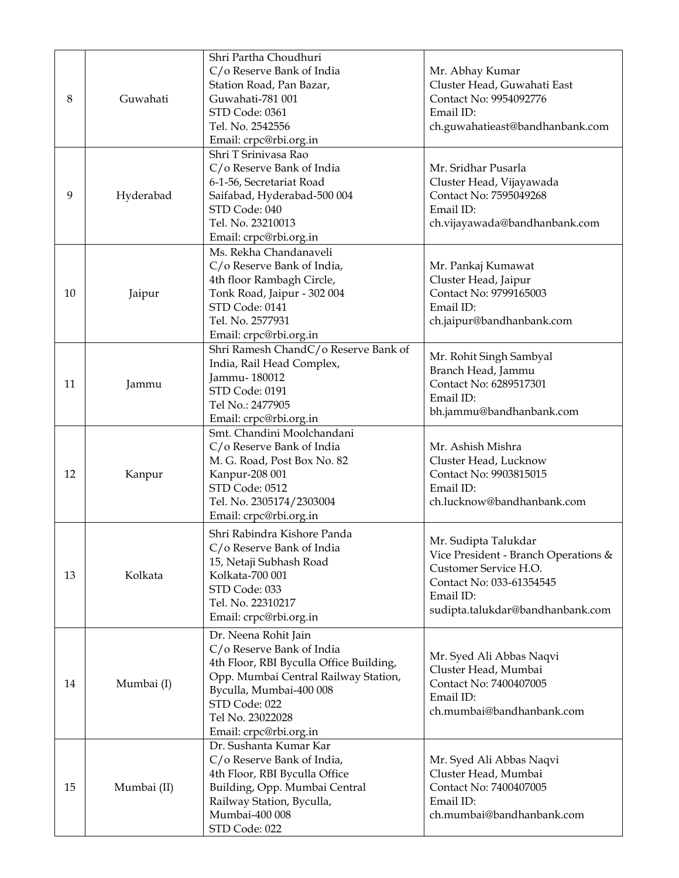| 8 | Guwahati | Shri Partha Choudhuri<br>C/o Reserve Bank of India<br>Station Road, Pan Bazar,<br>Guwahati-781 001<br>STD Code: 0361<br>Tel. No. 2542556<br>Email: crpc@rbi.org.in | Mr. Abhay Kumar<br>Cluster Head, Guwahati East<br>Contact No: 9954092776<br>Email ID:<br>ch.guwahatieast@bandhanbank.com |
|---|---|---|---|
| 9 | Hyderabad | Shri T Srinivasa Rao<br>C/o Reserve Bank of India<br>6-1-56, Secretariat Road<br>Saifabad, Hyderabad-500 004<br>STD Code: 040<br>Tel. No. 23210013<br>Email: crpc@rbi.org.in | Mr. Sridhar Pusarla<br>Cluster Head, Vijayawada<br>Contact No: 7595049268<br>Email ID:<br>ch.vijayawada@bandhanbank.com |
| 10 | Jaipur | Ms. Rekha Chandanaveli<br>C/o Reserve Bank of India,<br>4th floor Rambagh Circle,<br>Tonk Road, Jaipur - 302 004<br>STD Code: 0141<br>Tel. No. 2577931<br>Email: crpc@rbi.org.in | Mr. Pankaj Kumawat<br>Cluster Head, Jaipur<br>Contact No: 9799165003<br>Email ID:<br>ch.jaipur@bandhanbank.com |
| 11 | Jammu | Shri Ramesh ChandC/o Reserve Bank of India, Rail Head Complex,<br>Jammu- 180012<br>STD Code: 0191<br>Tel No.: 2477905<br>Email: crpc@rbi.org.in | Mr. Rohit Singh Sambyal<br>Branch Head, Jammu<br>Contact No: 6289517301<br>Email ID:<br>bh.jammu@bandhanbank.com |
| 12 | Kanpur | Smt. Chandini Moolchandani<br>C/o Reserve Bank of India<br>M. G. Road, Post Box No. 82<br>Kanpur-208 001<br>STD Code: 0512<br>Tel. No. 2305174/2303004<br>Email: crpc@rbi.org.in | Mr. Ashish Mishra<br>Cluster Head, Lucknow<br>Contact No: 9903815015<br>Email ID:<br>ch.lucknow@bandhanbank.com |
| 13 | Kolkata | Shri Rabindra Kishore Panda<br>C/o Reserve Bank of India<br>15, Netaji Subhash Road<br>Kolkata-700 001<br>STD Code: 033<br>Tel. No. 22310217<br>Email: crpc@rbi.org.in | Mr. Sudipta Talukdar<br>Vice President - Branch Operations & Customer Service H.O.<br>Contact No: 033-61354545<br>Email ID:<br>sudipta.talukdar@bandhanbank.com |
| 14 | Mumbai (I) | Dr. Neena Rohit Jain<br>C/o Reserve Bank of India<br>4th Floor, RBI Byculla Office Building,<br>Opp. Mumbai Central Railway Station,<br>Byculla, Mumbai-400 008<br>STD Code: 022<br>Tel No. 23022028<br>Email: crpc@rbi.org.in | Mr. Syed Ali Abbas Naqvi<br>Cluster Head, Mumbai<br>Contact No: 7400407005<br>Email ID:<br>ch.mumbai@bandhanbank.com |
| 15 | Mumbai (II) | Dr. Sushanta Kumar Kar<br>C/o Reserve Bank of India,<br>4th Floor, RBI Byculla Office<br>Building, Opp. Mumbai Central<br>Railway Station, Byculla,<br>Mumbai-400 008<br>STD Code: 022 | Mr. Syed Ali Abbas Naqvi<br>Cluster Head, Mumbai<br>Contact No: 7400407005<br>Email ID:<br>ch.mumbai@bandhanbank.com |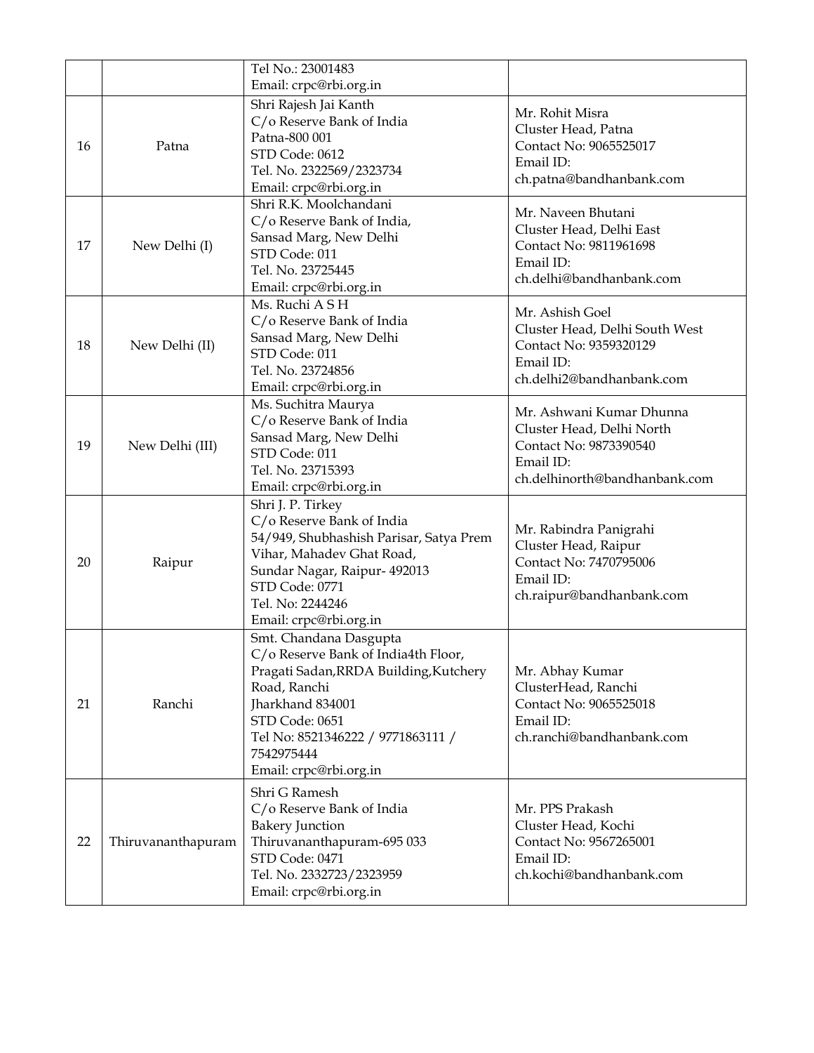| | | | |
|---|---|---|---|
| | | Tel No.: 23001483<br>Email: crpc@rbi.org.in | |
| 16 | Patna | Shri Rajesh Jai Kanth<br>C/o Reserve Bank of India<br>Patna-800 001<br>STD Code: 0612<br>Tel. No. 2322569/2323734<br>Email: crpc@rbi.org.in | Mr. Rohit Misra<br>Cluster Head, Patna<br>Contact No: 9065525017<br>Email ID:<br>ch.patna@bandhanbank.com |
| 17 | New Delhi (I) | Shri R.K. Moolchandani<br>C/o Reserve Bank of India,<br>Sansad Marg, New Delhi<br>STD Code: 011<br>Tel. No. 23725445<br>Email: crpc@rbi.org.in | Mr. Naveen Bhutani<br>Cluster Head, Delhi East<br>Contact No: 9811961698<br>Email ID:<br>ch.delhi@bandhanbank.com |
| 18 | New Delhi (II) | Ms. Ruchi A S H<br>C/o Reserve Bank of India<br>Sansad Marg, New Delhi<br>STD Code: 011<br>Tel. No. 23724856<br>Email: crpc@rbi.org.in | Mr. Ashish Goel<br>Cluster Head, Delhi South West<br>Contact No: 9359320129<br>Email ID:<br>ch.delhi2@bandhanbank.com |
| 19 | New Delhi (III) | Ms. Suchitra Maurya<br>C/o Reserve Bank of India<br>Sansad Marg, New Delhi<br>STD Code: 011<br>Tel. No. 23715393<br>Email: crpc@rbi.org.in | Mr. Ashwani Kumar Dhunna<br>Cluster Head, Delhi North<br>Contact No: 9873390540<br>Email ID:<br>ch.delhinorth@bandhanbank.com |
| 20 | Raipur | Shri J. P. Tirkey<br>C/o Reserve Bank of India<br>54/949, Shubhashish Parisar, Satya Prem Vihar, Mahadev Ghat Road,<br>Sundar Nagar, Raipur- 492013<br>STD Code: 0771<br>Tel. No: 2244246<br>Email: crpc@rbi.org.in | Mr. Rabindra Panigrahi<br>Cluster Head, Raipur<br>Contact No: 7470795006<br>Email ID:<br>ch.raipur@bandhanbank.com |
| 21 | Ranchi | Smt. Chandana Dasgupta<br>C/o Reserve Bank of India4th Floor,<br>Pragati Sadan,RRDA Building,Kutchery Road, Ranchi<br>Jharkhand 834001<br>STD Code: 0651<br>Tel No: 8521346222 / 9771863111 / 7542975444<br>Email: crpc@rbi.org.in | Mr. Abhay Kumar<br>ClusterHead, Ranchi<br>Contact No: 9065525018<br>Email ID:<br>ch.ranchi@bandhanbank.com |
| 22 | Thiruvananthapuram | Shri G Ramesh<br>C/o Reserve Bank of India<br>Bakery Junction<br>Thiruvananthapuram-695 033<br>STD Code: 0471<br>Tel. No. 2332723/2323959<br>Email: crpc@rbi.org.in | Mr. PPS Prakash<br>Cluster Head, Kochi<br>Contact No: 9567265001<br>Email ID:<br>ch.kochi@bandhanbank.com |